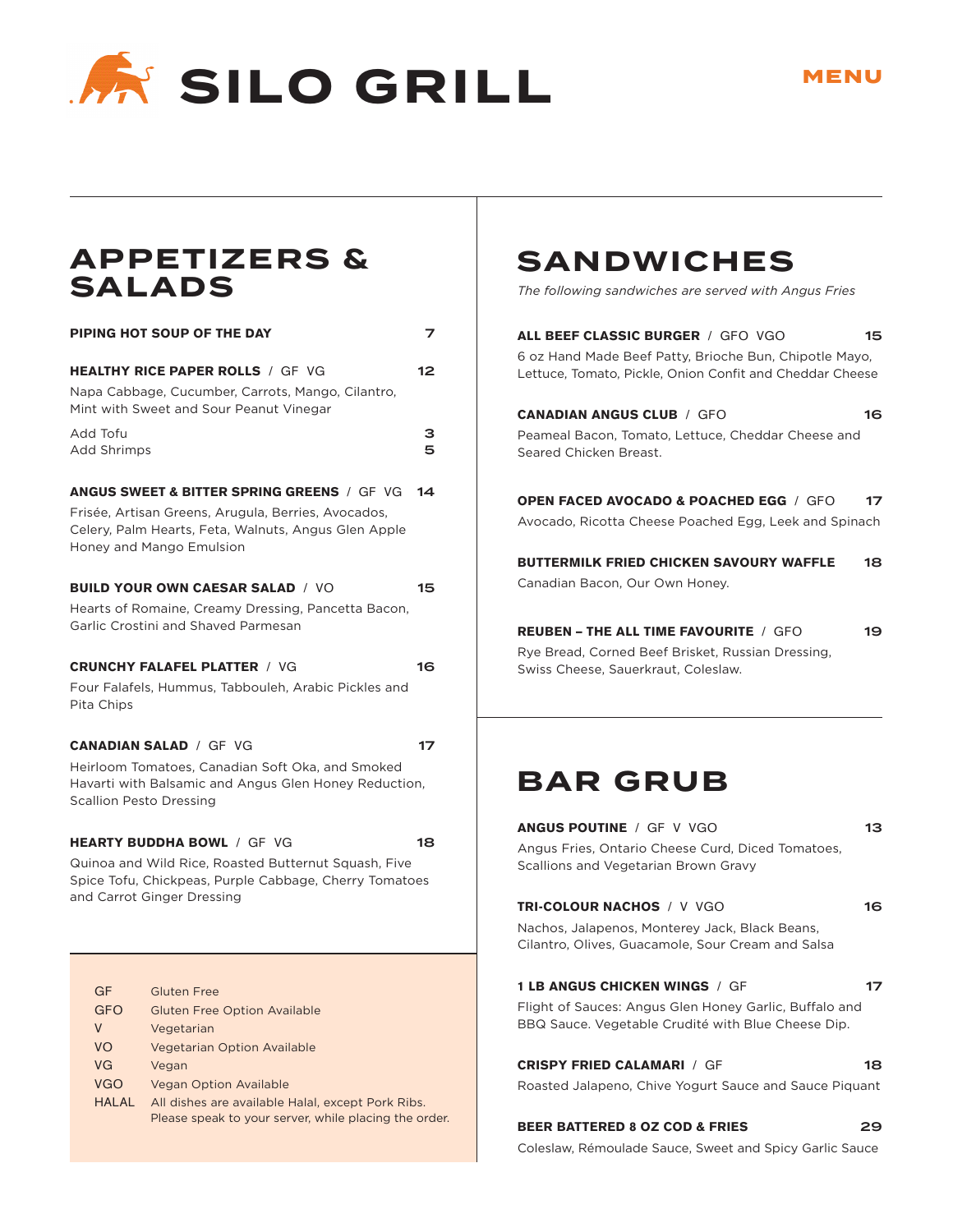# SILO GRILL

MENU

## APPETIZERS & SALADS

**PIPING HOT SOUP OF THE DAY** — 7

**HEALTHY RICE PAPER ROLLS** / GF VG — 12
Napa Cabbage, Cucumber, Carrots, Mango, Cilantro, Mint with Sweet and Sour Peanut Vinegar

Add Tofu — 3
Add Shrimps — 5

**ANGUS SWEET & BITTER SPRING GREENS** / GF VG — 14
Frisée, Artisan Greens, Arugula, Berries, Avocados, Celery, Palm Hearts, Feta, Walnuts, Angus Glen Apple Honey and Mango Emulsion

**BUILD YOUR OWN CAESAR SALAD** / VO — 15
Hearts of Romaine, Creamy Dressing, Pancetta Bacon, Garlic Crostini and Shaved Parmesan

**CRUNCHY FALAFEL PLATTER** / VG — 16
Four Falafels, Hummus, Tabbouleh, Arabic Pickles and Pita Chips

**CANADIAN SALAD** / GF VG — 17
Heirloom Tomatoes, Canadian Soft Oka, and Smoked Havarti with Balsamic and Angus Glen Honey Reduction, Scallion Pesto Dressing

**HEARTY BUDDHA BOWL** / GF VG — 18
Quinoa and Wild Rice, Roasted Butternut Squash, Five Spice Tofu, Chickpeas, Purple Cabbage, Cherry Tomatoes and Carrot Ginger Dressing

| | |
|---|---|
| GF | Gluten Free |
| GFO | Gluten Free Option Available |
| V | Vegetarian |
| VO | Vegetarian Option Available |
| VG | Vegan |
| VGO | Vegan Option Available |
| HALAL | All dishes are available Halal, except Pork Ribs. Please speak to your server, while placing the order. |

## SANDWICHES

*The following sandwiches are served with Angus Fries*

**ALL BEEF CLASSIC BURGER** / GFO VGO — 15
6 oz Hand Made Beef Patty, Brioche Bun, Chipotle Mayo, Lettuce, Tomato, Pickle, Onion Confit and Cheddar Cheese

**CANADIAN ANGUS CLUB** / GFO — 16
Peameal Bacon, Tomato, Lettuce, Cheddar Cheese and Seared Chicken Breast.

**OPEN FACED AVOCADO & POACHED EGG** / GFO — 17
Avocado, Ricotta Cheese Poached Egg, Leek and Spinach

**BUTTERMILK FRIED CHICKEN SAVOURY WAFFLE** — 18
Canadian Bacon, Our Own Honey.

**REUBEN – THE ALL TIME FAVOURITE** / GFO — 19
Rye Bread, Corned Beef Brisket, Russian Dressing, Swiss Cheese, Sauerkraut, Coleslaw.

## BAR GRUB

**ANGUS POUTINE** / GF V VGO — 13
Angus Fries, Ontario Cheese Curd, Diced Tomatoes, Scallions and Vegetarian Brown Gravy

**TRI-COLOUR NACHOS** / V VGO — 16
Nachos, Jalapenos, Monterey Jack, Black Beans, Cilantro, Olives, Guacamole, Sour Cream and Salsa

**1 LB ANGUS CHICKEN WINGS** / GF — 17
Flight of Sauces: Angus Glen Honey Garlic, Buffalo and BBQ Sauce. Vegetable Crudité with Blue Cheese Dip.

**CRISPY FRIED CALAMARI** / GF — 18
Roasted Jalapeno, Chive Yogurt Sauce and Sauce Piquant

**BEER BATTERED 8 OZ COD & FRIES** — 29
Coleslaw, Rémoulade Sauce, Sweet and Spicy Garlic Sauce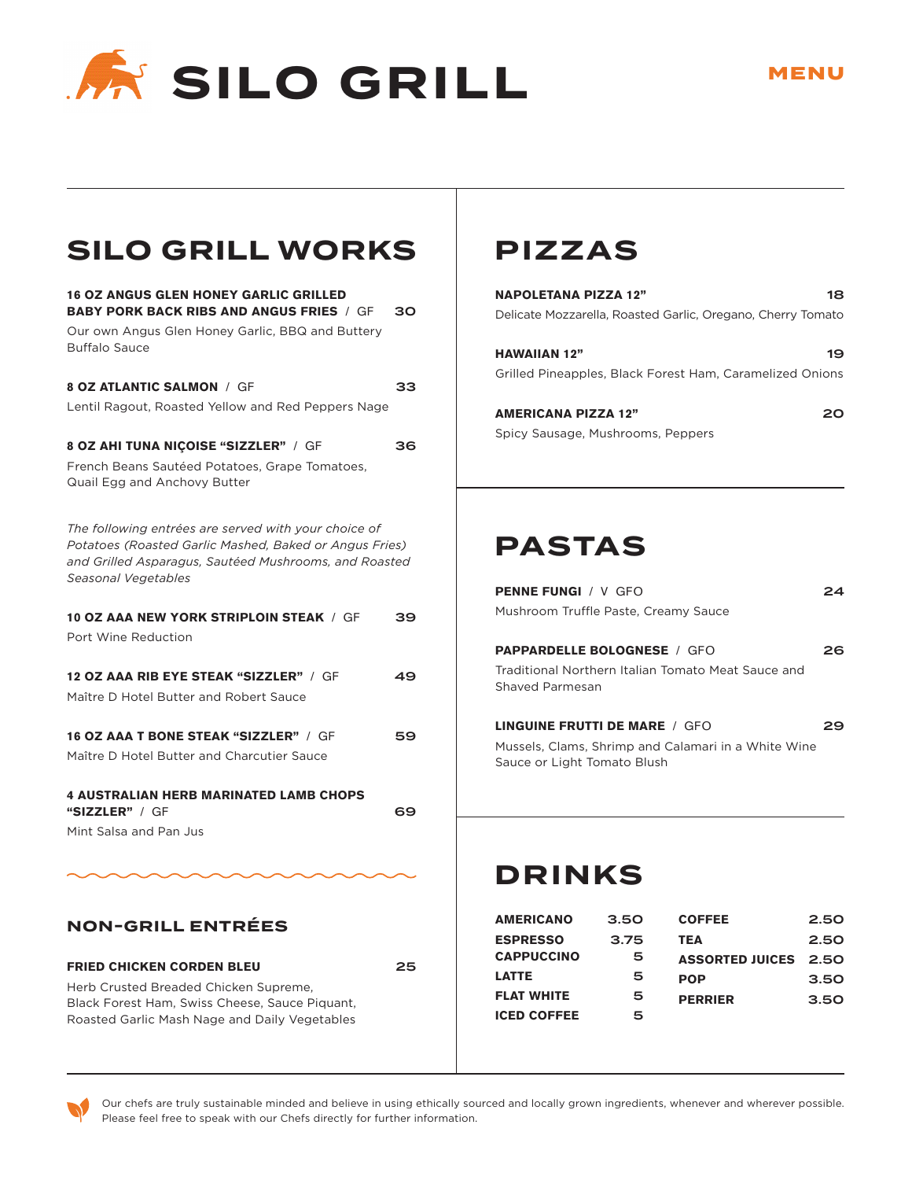# SILO GRILL

MENU

## SILO GRILL WORKS

**16 OZ ANGUS GLEN HONEY GARLIC GRILLED BABY PORK BACK RIBS AND ANGUS FRIES** / GF — **30**
Our own Angus Glen Honey Garlic, BBQ and Buttery Buffalo Sauce

**8 OZ ATLANTIC SALMON** / GF — **33**
Lentil Ragout, Roasted Yellow and Red Peppers Nage

**8 OZ AHI TUNA NIÇOISE "SIZZLER"** / GF — **36**
French Beans Sautéed Potatoes, Grape Tomatoes, Quail Egg and Anchovy Butter

*The following entrées are served with your choice of Potatoes (Roasted Garlic Mashed, Baked or Angus Fries) and Grilled Asparagus, Sautéed Mushrooms, and Roasted Seasonal Vegetables*

**10 OZ AAA NEW YORK STRIPLOIN STEAK** / GF — **39**
Port Wine Reduction

**12 OZ AAA RIB EYE STEAK "SIZZLER"** / GF — **49**
Maître D Hotel Butter and Robert Sauce

**16 OZ AAA T BONE STEAK "SIZZLER"** / GF — **59**
Maître D Hotel Butter and Charcutier Sauce

**4 AUSTRALIAN HERB MARINATED LAMB CHOPS "SIZZLER"** / GF — **69**
Mint Salsa and Pan Jus

### NON-GRILL ENTRÉES

**FRIED CHICKEN CORDEN BLEU** — **25**
Herb Crusted Breaded Chicken Supreme, Black Forest Ham, Swiss Cheese, Sauce Piquant, Roasted Garlic Mash Nage and Daily Vegetables

## PIZZAS

**NAPOLETANA PIZZA 12"** — **18**
Delicate Mozzarella, Roasted Garlic, Oregano, Cherry Tomato

**HAWAIIAN 12"** — **19**
Grilled Pineapples, Black Forest Ham, Caramelized Onions

**AMERICANA PIZZA 12"** — **20**
Spicy Sausage, Mushrooms, Peppers

## PASTAS

**PENNE FUNGI** / V GFO — **24**
Mushroom Truffle Paste, Creamy Sauce

**PAPPARDELLE BOLOGNESE** / GFO — **26**
Traditional Northern Italian Tomato Meat Sauce and Shaved Parmesan

**LINGUINE FRUTTI DE MARE** / GFO — **29**
Mussels, Clams, Shrimp and Calamari in a White Wine Sauce or Light Tomato Blush

## DRINKS

| | | | |
|---|---|---|---|
| **AMERICANO** | 3.50 | **COFFEE** | 2.50 |
| **ESPRESSO** | 3.75 | **TEA** | 2.50 |
| **CAPPUCCINO** | 5 | **ASSORTED JUICES** | 2.50 |
| **LATTE** | 5 | **POP** | 3.50 |
| **FLAT WHITE** | 5 | **PERRIER** | 3.50 |
| **ICED COFFEE** | 5 | | |

Our chefs are truly sustainable minded and believe in using ethically sourced and locally grown ingredients, whenever and wherever possible. Please feel free to speak with our Chefs directly for further information.